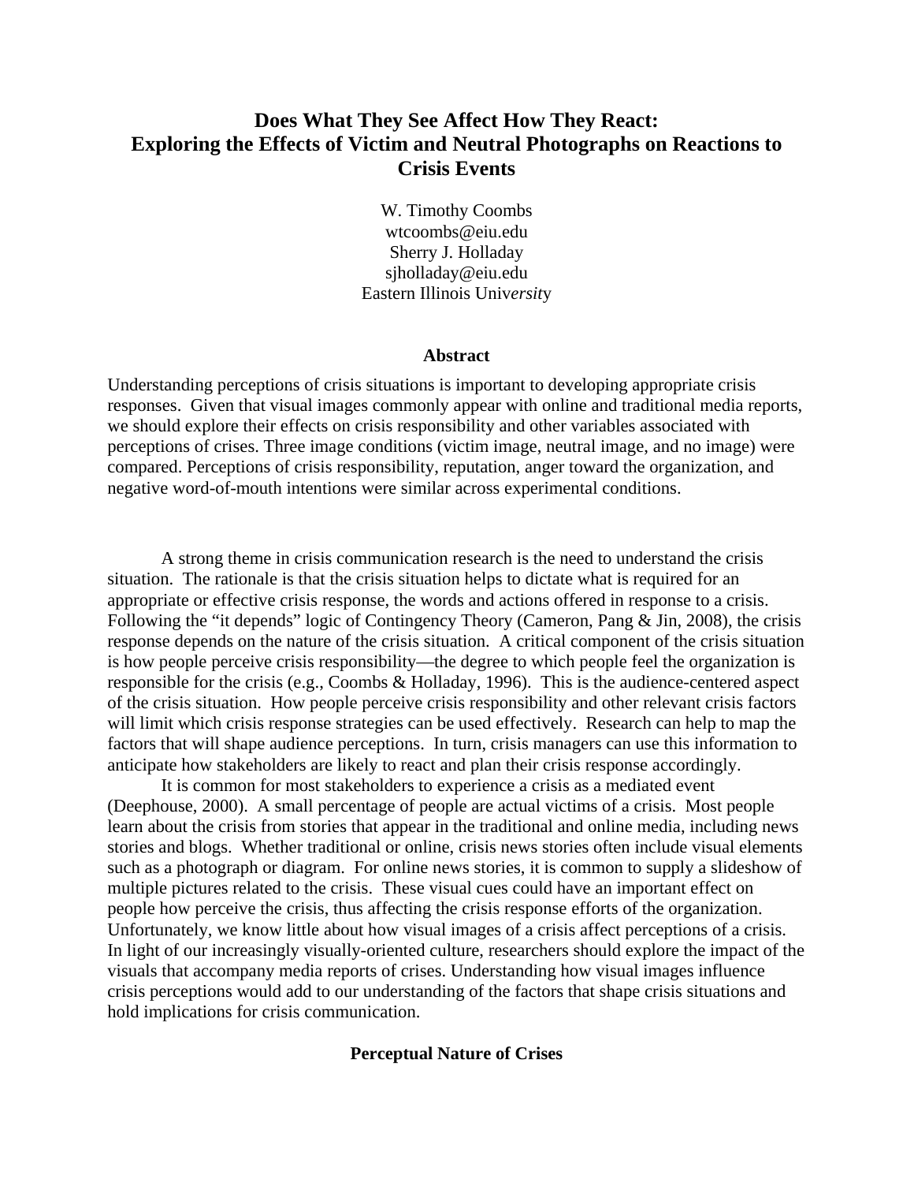# Does What They See Affect How They React: Exploring the Effects of Victim and Neutral Photographs on Reactions to Crisis Events

W. Timothy Coombs
wtcoombs@eiu.edu
Sherry J. Holladay
sjholladay@eiu.edu
Eastern Illinois Univ*ersit*y

## Abstract

Understanding perceptions of crisis situations is important to developing appropriate crisis responses. Given that visual images commonly appear with online and traditional media reports, we should explore their effects on crisis responsibility and other variables associated with perceptions of crises. Three image conditions (victim image, neutral image, and no image) were compared. Perceptions of crisis responsibility, reputation, anger toward the organization, and negative word-of-mouth intentions were similar across experimental conditions.

A strong theme in crisis communication research is the need to understand the crisis situation. The rationale is that the crisis situation helps to dictate what is required for an appropriate or effective crisis response, the words and actions offered in response to a crisis. Following the "it depends" logic of Contingency Theory (Cameron, Pang & Jin, 2008), the crisis response depends on the nature of the crisis situation. A critical component of the crisis situation is how people perceive crisis responsibility—the degree to which people feel the organization is responsible for the crisis (e.g., Coombs & Holladay, 1996). This is the audience-centered aspect of the crisis situation. How people perceive crisis responsibility and other relevant crisis factors will limit which crisis response strategies can be used effectively. Research can help to map the factors that will shape audience perceptions. In turn, crisis managers can use this information to anticipate how stakeholders are likely to react and plan their crisis response accordingly.

It is common for most stakeholders to experience a crisis as a mediated event (Deephouse, 2000). A small percentage of people are actual victims of a crisis. Most people learn about the crisis from stories that appear in the traditional and online media, including news stories and blogs. Whether traditional or online, crisis news stories often include visual elements such as a photograph or diagram. For online news stories, it is common to supply a slideshow of multiple pictures related to the crisis. These visual cues could have an important effect on people how perceive the crisis, thus affecting the crisis response efforts of the organization. Unfortunately, we know little about how visual images of a crisis affect perceptions of a crisis. In light of our increasingly visually-oriented culture, researchers should explore the impact of the visuals that accompany media reports of crises. Understanding how visual images influence crisis perceptions would add to our understanding of the factors that shape crisis situations and hold implications for crisis communication.

## Perceptual Nature of Crises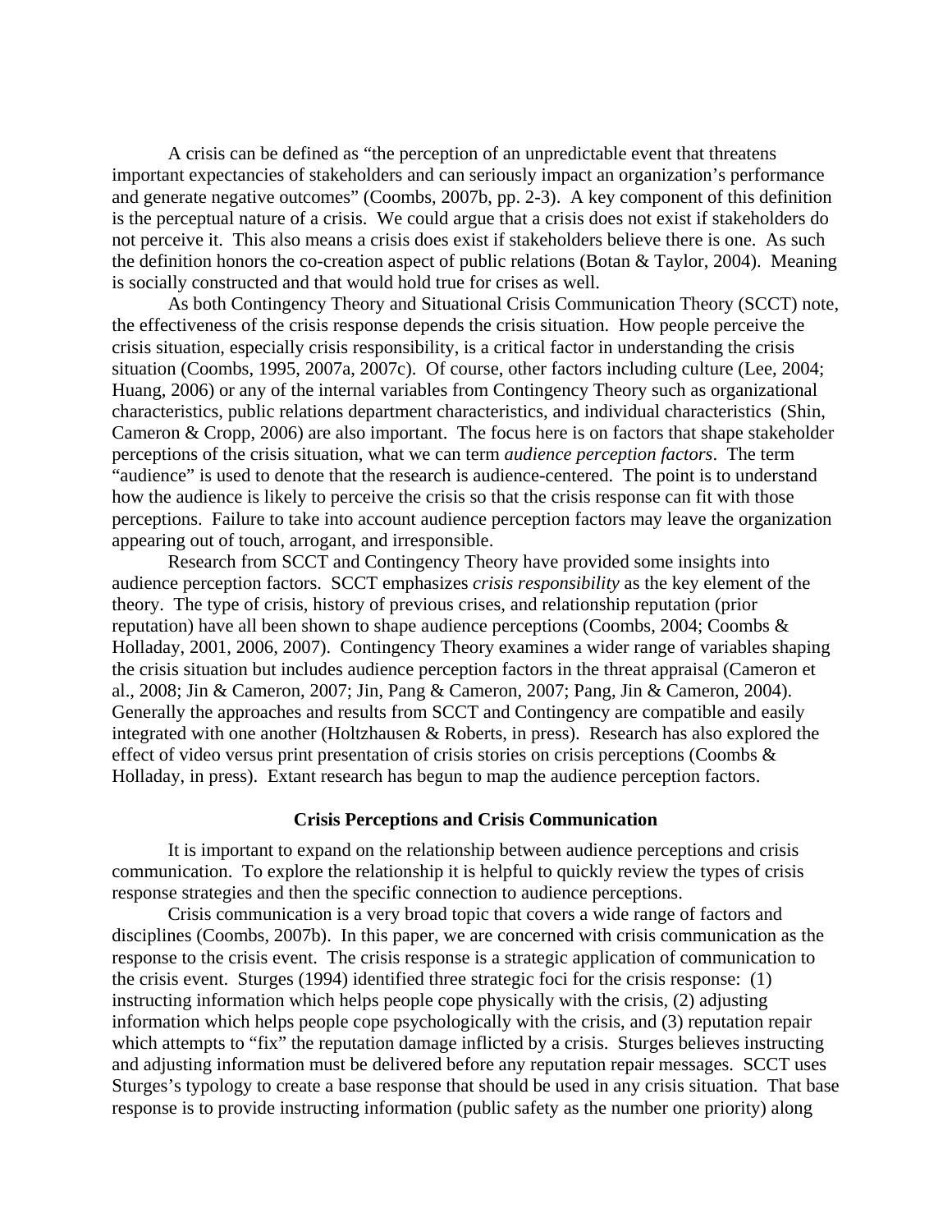A crisis can be defined as "the perception of an unpredictable event that threatens important expectancies of stakeholders and can seriously impact an organization's performance and generate negative outcomes" (Coombs, 2007b, pp. 2-3). A key component of this definition is the perceptual nature of a crisis. We could argue that a crisis does not exist if stakeholders do not perceive it. This also means a crisis does exist if stakeholders believe there is one. As such the definition honors the co-creation aspect of public relations (Botan & Taylor, 2004). Meaning is socially constructed and that would hold true for crises as well.

As both Contingency Theory and Situational Crisis Communication Theory (SCCT) note, the effectiveness of the crisis response depends the crisis situation. How people perceive the crisis situation, especially crisis responsibility, is a critical factor in understanding the crisis situation (Coombs, 1995, 2007a, 2007c). Of course, other factors including culture (Lee, 2004; Huang, 2006) or any of the internal variables from Contingency Theory such as organizational characteristics, public relations department characteristics, and individual characteristics (Shin, Cameron & Cropp, 2006) are also important. The focus here is on factors that shape stakeholder perceptions of the crisis situation, what we can term *audience perception factors*. The term "audience" is used to denote that the research is audience-centered. The point is to understand how the audience is likely to perceive the crisis so that the crisis response can fit with those perceptions. Failure to take into account audience perception factors may leave the organization appearing out of touch, arrogant, and irresponsible.

Research from SCCT and Contingency Theory have provided some insights into audience perception factors. SCCT emphasizes *crisis responsibility* as the key element of the theory. The type of crisis, history of previous crises, and relationship reputation (prior reputation) have all been shown to shape audience perceptions (Coombs, 2004; Coombs & Holladay, 2001, 2006, 2007). Contingency Theory examines a wider range of variables shaping the crisis situation but includes audience perception factors in the threat appraisal (Cameron et al., 2008; Jin & Cameron, 2007; Jin, Pang & Cameron, 2007; Pang, Jin & Cameron, 2004). Generally the approaches and results from SCCT and Contingency are compatible and easily integrated with one another (Holtzhausen & Roberts, in press). Research has also explored the effect of video versus print presentation of crisis stories on crisis perceptions (Coombs & Holladay, in press). Extant research has begun to map the audience perception factors.

## Crisis Perceptions and Crisis Communication

It is important to expand on the relationship between audience perceptions and crisis communication. To explore the relationship it is helpful to quickly review the types of crisis response strategies and then the specific connection to audience perceptions.

Crisis communication is a very broad topic that covers a wide range of factors and disciplines (Coombs, 2007b). In this paper, we are concerned with crisis communication as the response to the crisis event. The crisis response is a strategic application of communication to the crisis event. Sturges (1994) identified three strategic foci for the crisis response: (1) instructing information which helps people cope physically with the crisis, (2) adjusting information which helps people cope psychologically with the crisis, and (3) reputation repair which attempts to "fix" the reputation damage inflicted by a crisis. Sturges believes instructing and adjusting information must be delivered before any reputation repair messages. SCCT uses Sturges's typology to create a base response that should be used in any crisis situation. That base response is to provide instructing information (public safety as the number one priority) along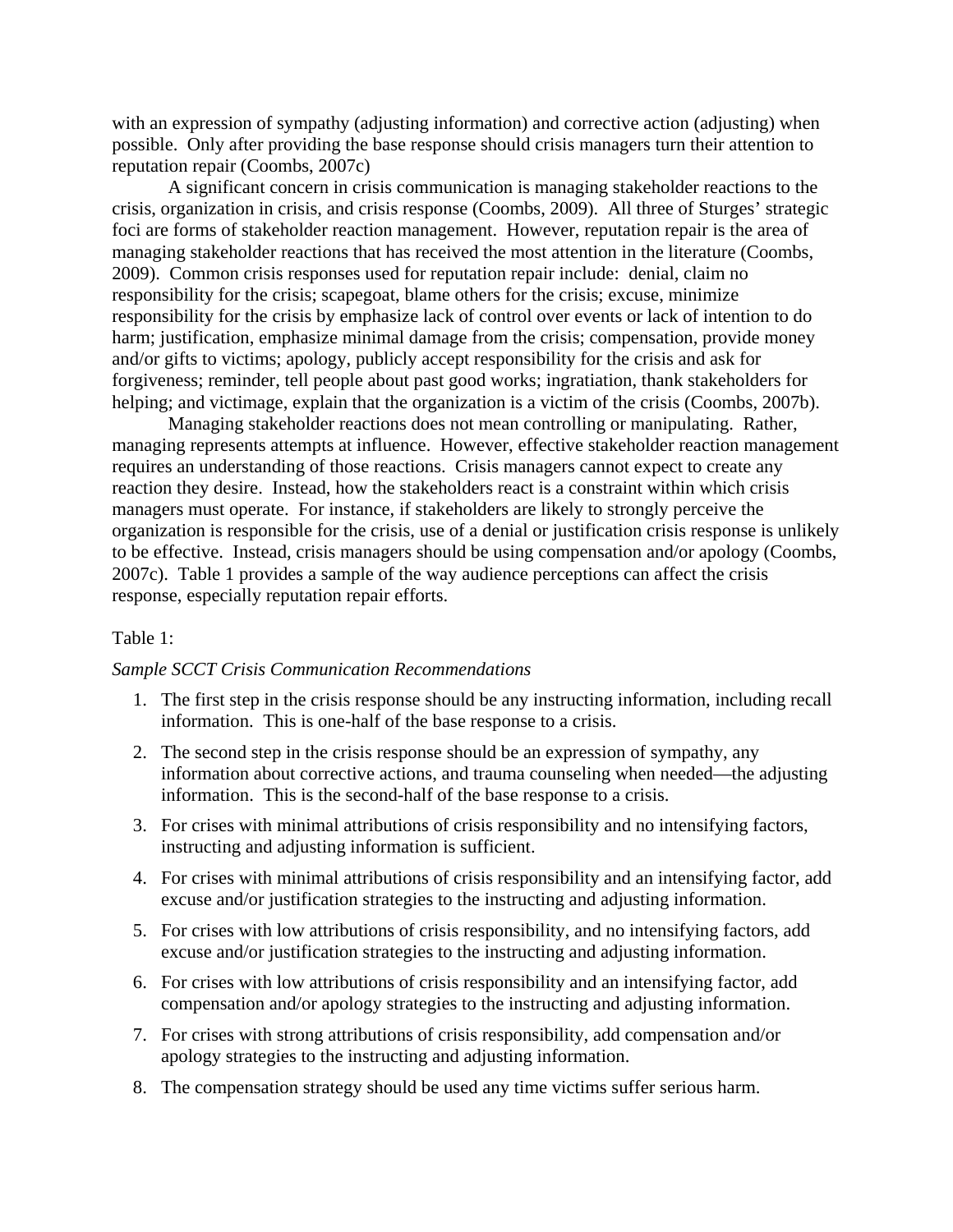with an expression of sympathy (adjusting information) and corrective action (adjusting) when possible. Only after providing the base response should crisis managers turn their attention to reputation repair (Coombs, 2007c)

A significant concern in crisis communication is managing stakeholder reactions to the crisis, organization in crisis, and crisis response (Coombs, 2009). All three of Sturges' strategic foci are forms of stakeholder reaction management. However, reputation repair is the area of managing stakeholder reactions that has received the most attention in the literature (Coombs, 2009). Common crisis responses used for reputation repair include: denial, claim no responsibility for the crisis; scapegoat, blame others for the crisis; excuse, minimize responsibility for the crisis by emphasize lack of control over events or lack of intention to do harm; justification, emphasize minimal damage from the crisis; compensation, provide money and/or gifts to victims; apology, publicly accept responsibility for the crisis and ask for forgiveness; reminder, tell people about past good works; ingratiation, thank stakeholders for helping; and victimage, explain that the organization is a victim of the crisis (Coombs, 2007b).

Managing stakeholder reactions does not mean controlling or manipulating. Rather, managing represents attempts at influence. However, effective stakeholder reaction management requires an understanding of those reactions. Crisis managers cannot expect to create any reaction they desire. Instead, how the stakeholders react is a constraint within which crisis managers must operate. For instance, if stakeholders are likely to strongly perceive the organization is responsible for the crisis, use of a denial or justification crisis response is unlikely to be effective. Instead, crisis managers should be using compensation and/or apology (Coombs, 2007c). Table 1 provides a sample of the way audience perceptions can affect the crisis response, especially reputation repair efforts.

Table 1:

*Sample SCCT Crisis Communication Recommendations*

1. The first step in the crisis response should be any instructing information, including recall information. This is one-half of the base response to a crisis.
2. The second step in the crisis response should be an expression of sympathy, any information about corrective actions, and trauma counseling when needed—the adjusting information. This is the second-half of the base response to a crisis.
3. For crises with minimal attributions of crisis responsibility and no intensifying factors, instructing and adjusting information is sufficient.
4. For crises with minimal attributions of crisis responsibility and an intensifying factor, add excuse and/or justification strategies to the instructing and adjusting information.
5. For crises with low attributions of crisis responsibility, and no intensifying factors, add excuse and/or justification strategies to the instructing and adjusting information.
6. For crises with low attributions of crisis responsibility and an intensifying factor, add compensation and/or apology strategies to the instructing and adjusting information.
7. For crises with strong attributions of crisis responsibility, add compensation and/or apology strategies to the instructing and adjusting information.
8. The compensation strategy should be used any time victims suffer serious harm.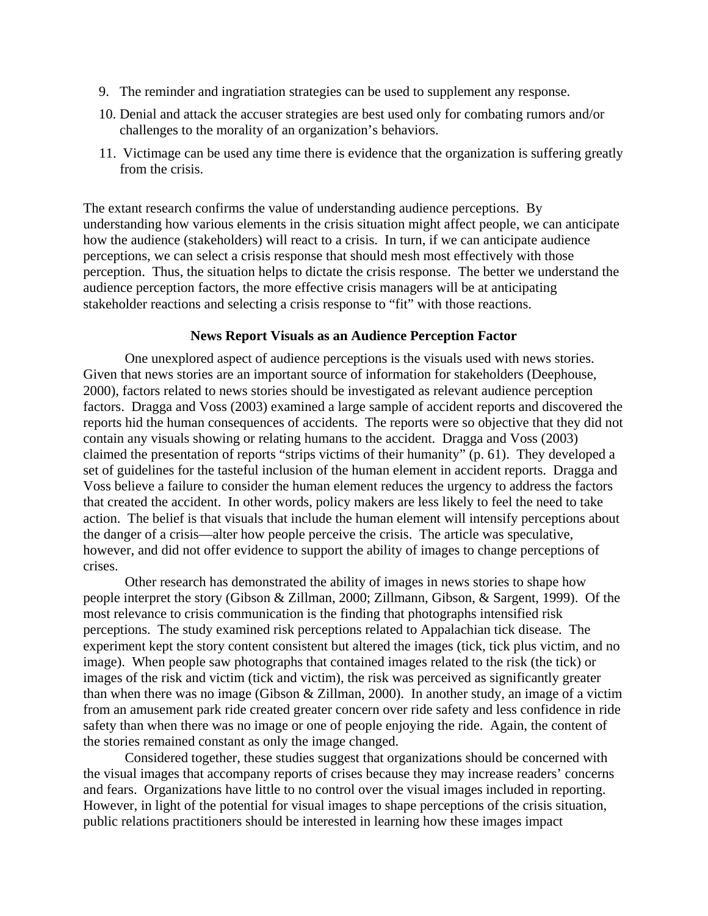9. The reminder and ingratiation strategies can be used to supplement any response.
10. Denial and attack the accuser strategies are best used only for combating rumors and/or challenges to the morality of an organization's behaviors.
11. Victimage can be used any time there is evidence that the organization is suffering greatly from the crisis.

The extant research confirms the value of understanding audience perceptions. By understanding how various elements in the crisis situation might affect people, we can anticipate how the audience (stakeholders) will react to a crisis. In turn, if we can anticipate audience perceptions, we can select a crisis response that should mesh most effectively with those perception. Thus, the situation helps to dictate the crisis response. The better we understand the audience perception factors, the more effective crisis managers will be at anticipating stakeholder reactions and selecting a crisis response to "fit" with those reactions.

## News Report Visuals as an Audience Perception Factor

One unexplored aspect of audience perceptions is the visuals used with news stories. Given that news stories are an important source of information for stakeholders (Deephouse, 2000), factors related to news stories should be investigated as relevant audience perception factors. Dragga and Voss (2003) examined a large sample of accident reports and discovered the reports hid the human consequences of accidents. The reports were so objective that they did not contain any visuals showing or relating humans to the accident. Dragga and Voss (2003) claimed the presentation of reports "strips victims of their humanity" (p. 61). They developed a set of guidelines for the tasteful inclusion of the human element in accident reports. Dragga and Voss believe a failure to consider the human element reduces the urgency to address the factors that created the accident. In other words, policy makers are less likely to feel the need to take action. The belief is that visuals that include the human element will intensify perceptions about the danger of a crisis—alter how people perceive the crisis. The article was speculative, however, and did not offer evidence to support the ability of images to change perceptions of crises.

Other research has demonstrated the ability of images in news stories to shape how people interpret the story (Gibson & Zillman, 2000; Zillmann, Gibson, & Sargent, 1999). Of the most relevance to crisis communication is the finding that photographs intensified risk perceptions. The study examined risk perceptions related to Appalachian tick disease. The experiment kept the story content consistent but altered the images (tick, tick plus victim, and no image). When people saw photographs that contained images related to the risk (the tick) or images of the risk and victim (tick and victim), the risk was perceived as significantly greater than when there was no image (Gibson & Zillman, 2000). In another study, an image of a victim from an amusement park ride created greater concern over ride safety and less confidence in ride safety than when there was no image or one of people enjoying the ride. Again, the content of the stories remained constant as only the image changed.

Considered together, these studies suggest that organizations should be concerned with the visual images that accompany reports of crises because they may increase readers' concerns and fears. Organizations have little to no control over the visual images included in reporting. However, in light of the potential for visual images to shape perceptions of the crisis situation, public relations practitioners should be interested in learning how these images impact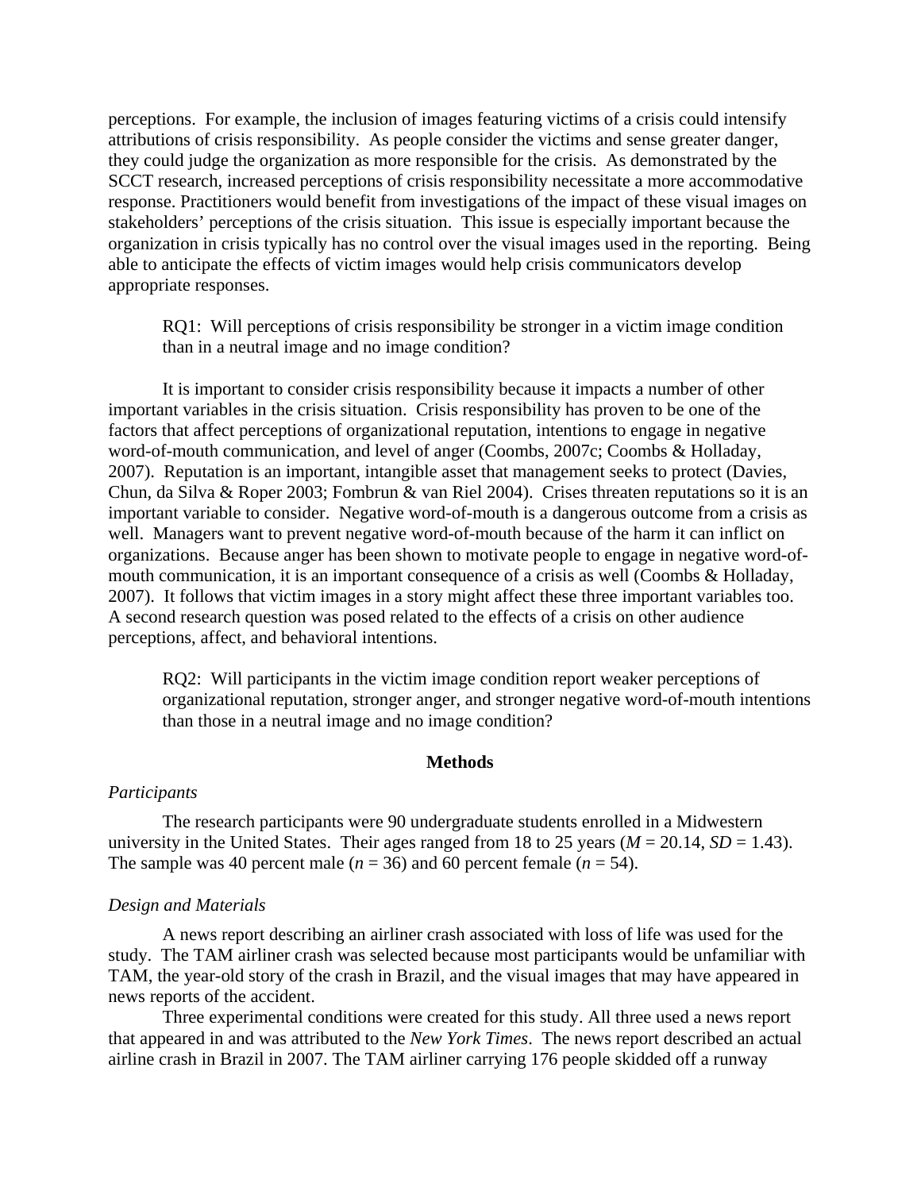perceptions. For example, the inclusion of images featuring victims of a crisis could intensify attributions of crisis responsibility. As people consider the victims and sense greater danger, they could judge the organization as more responsible for the crisis. As demonstrated by the SCCT research, increased perceptions of crisis responsibility necessitate a more accommodative response. Practitioners would benefit from investigations of the impact of these visual images on stakeholders' perceptions of the crisis situation. This issue is especially important because the organization in crisis typically has no control over the visual images used in the reporting. Being able to anticipate the effects of victim images would help crisis communicators develop appropriate responses.

> RQ1: Will perceptions of crisis responsibility be stronger in a victim image condition than in a neutral image and no image condition?

It is important to consider crisis responsibility because it impacts a number of other important variables in the crisis situation. Crisis responsibility has proven to be one of the factors that affect perceptions of organizational reputation, intentions to engage in negative word-of-mouth communication, and level of anger (Coombs, 2007c; Coombs & Holladay, 2007). Reputation is an important, intangible asset that management seeks to protect (Davies, Chun, da Silva & Roper 2003; Fombrun & van Riel 2004). Crises threaten reputations so it is an important variable to consider. Negative word-of-mouth is a dangerous outcome from a crisis as well. Managers want to prevent negative word-of-mouth because of the harm it can inflict on organizations. Because anger has been shown to motivate people to engage in negative word-of-mouth communication, it is an important consequence of a crisis as well (Coombs & Holladay, 2007). It follows that victim images in a story might affect these three important variables too. A second research question was posed related to the effects of a crisis on other audience perceptions, affect, and behavioral intentions.

> RQ2: Will participants in the victim image condition report weaker perceptions of organizational reputation, stronger anger, and stronger negative word-of-mouth intentions than those in a neutral image and no image condition?

## Methods

### *Participants*

The research participants were 90 undergraduate students enrolled in a Midwestern university in the United States. Their ages ranged from 18 to 25 years ($M$ = 20.14, $SD$ = 1.43). The sample was 40 percent male ($n$ = 36) and 60 percent female ($n$ = 54).

### *Design and Materials*

A news report describing an airliner crash associated with loss of life was used for the study. The TAM airliner crash was selected because most participants would be unfamiliar with TAM, the year-old story of the crash in Brazil, and the visual images that may have appeared in news reports of the accident.

Three experimental conditions were created for this study. All three used a news report that appeared in and was attributed to the *New York Times*. The news report described an actual airline crash in Brazil in 2007. The TAM airliner carrying 176 people skidded off a runway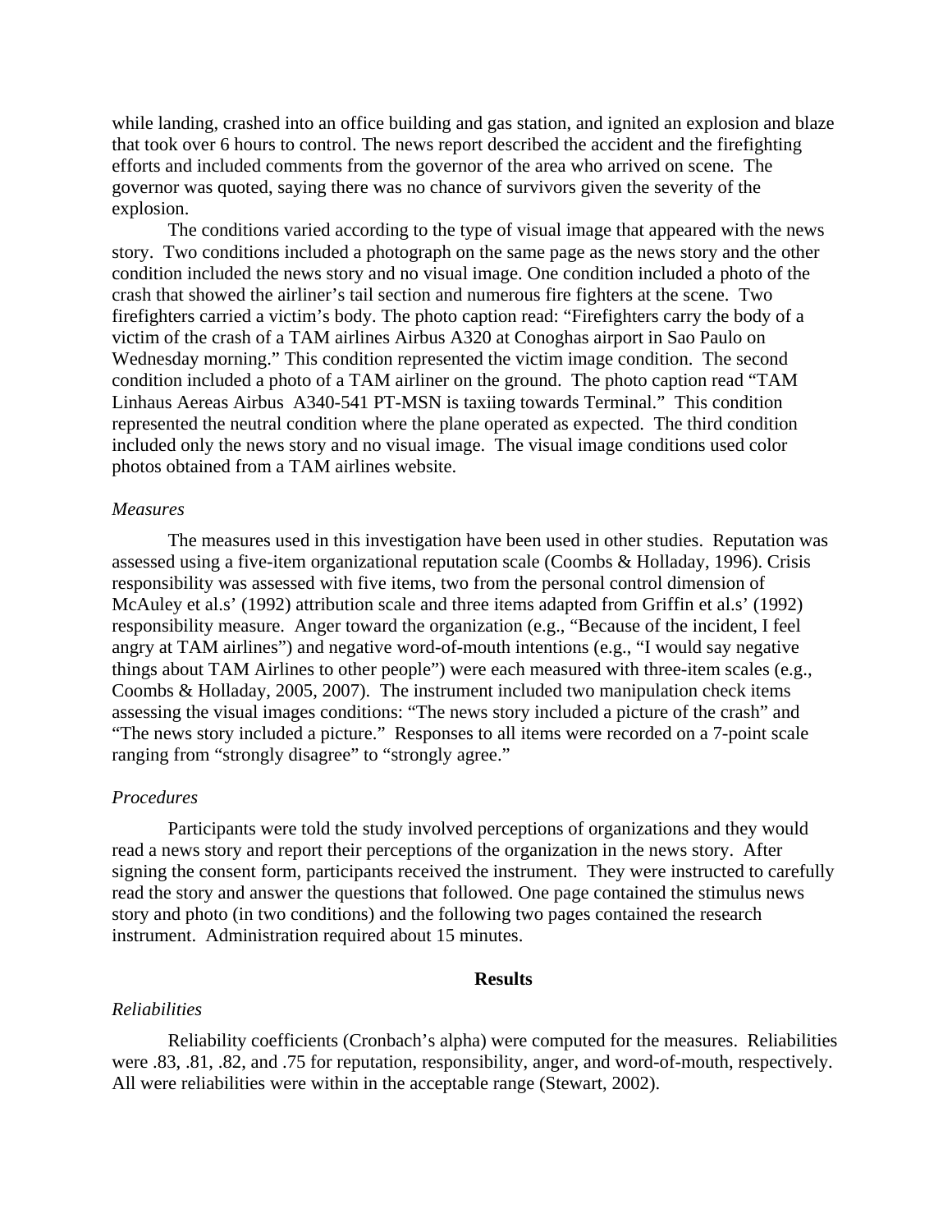while landing, crashed into an office building and gas station, and ignited an explosion and blaze that took over 6 hours to control. The news report described the accident and the firefighting efforts and included comments from the governor of the area who arrived on scene. The governor was quoted, saying there was no chance of survivors given the severity of the explosion.

The conditions varied according to the type of visual image that appeared with the news story. Two conditions included a photograph on the same page as the news story and the other condition included the news story and no visual image. One condition included a photo of the crash that showed the airliner's tail section and numerous fire fighters at the scene. Two firefighters carried a victim's body. The photo caption read: "Firefighters carry the body of a victim of the crash of a TAM airlines Airbus A320 at Conoghas airport in Sao Paulo on Wednesday morning." This condition represented the victim image condition. The second condition included a photo of a TAM airliner on the ground. The photo caption read "TAM Linhaus Aereas Airbus A340-541 PT-MSN is taxiing towards Terminal." This condition represented the neutral condition where the plane operated as expected. The third condition included only the news story and no visual image. The visual image conditions used color photos obtained from a TAM airlines website.

### *Measures*

The measures used in this investigation have been used in other studies. Reputation was assessed using a five-item organizational reputation scale (Coombs & Holladay, 1996). Crisis responsibility was assessed with five items, two from the personal control dimension of McAuley et al.s' (1992) attribution scale and three items adapted from Griffin et al.s' (1992) responsibility measure. Anger toward the organization (e.g., "Because of the incident, I feel angry at TAM airlines") and negative word-of-mouth intentions (e.g., "I would say negative things about TAM Airlines to other people") were each measured with three-item scales (e.g., Coombs & Holladay, 2005, 2007). The instrument included two manipulation check items assessing the visual images conditions: "The news story included a picture of the crash" and "The news story included a picture." Responses to all items were recorded on a 7-point scale ranging from "strongly disagree" to "strongly agree."

### *Procedures*

Participants were told the study involved perceptions of organizations and they would read a news story and report their perceptions of the organization in the news story. After signing the consent form, participants received the instrument. They were instructed to carefully read the story and answer the questions that followed. One page contained the stimulus news story and photo (in two conditions) and the following two pages contained the research instrument. Administration required about 15 minutes.

## Results

### *Reliabilities*

Reliability coefficients (Cronbach's alpha) were computed for the measures. Reliabilities were .83, .81, .82, and .75 for reputation, responsibility, anger, and word-of-mouth, respectively. All were reliabilities were within in the acceptable range (Stewart, 2002).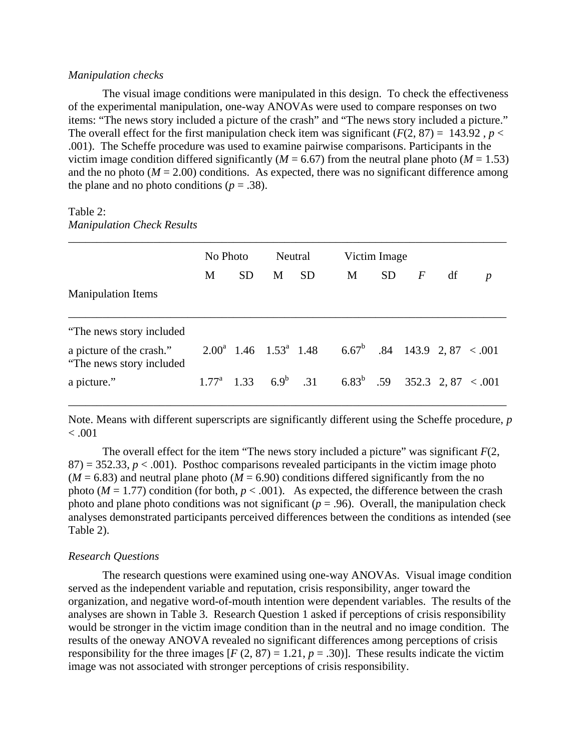*Manipulation checks*

The visual image conditions were manipulated in this design. To check the effectiveness of the experimental manipulation, one-way ANOVAs were used to compare responses on two items: "The news story included a picture of the crash" and "The news story included a picture." The overall effect for the first manipulation check item was significant ($F(2, 87) = 143.92$, $p < .001$). The Scheffe procedure was used to examine pairwise comparisons. Participants in the victim image condition differed significantly ($M = 6.67$) from the neutral plane photo ($M = 1.53$) and the no photo ($M = 2.00$) conditions. As expected, there was no significant difference among the plane and no photo conditions ($p = .38$).

Table 2:
*Manipulation Check Results*

| Manipulation Items | No Photo | | Neutral | | Victim Image | | | | |
|---|---|---|---|---|---|---|---|---|---|
| | M | SD | M | SD | M | SD | *F* | df | *p* |
| "The news story included a picture of the crash." | $2.00^a$ | 1.46 | $1.53^a$ | 1.48 | $6.67^b$ | .84 | 143.9 | 2, 87 | < .001 |
| "The news story included a picture." | $1.77^a$ | 1.33 | $6.9^b$ | .31 | $6.83^b$ | .59 | 352.3 | 2, 87 | < .001 |

Note. Means with different superscripts are significantly different using the Scheffe procedure, $p < .001$

The overall effect for the item "The news story included a picture" was significant $F(2, 87) = 352.33$, $p < .001$). Posthoc comparisons revealed participants in the victim image photo ($M = 6.83$) and neutral plane photo ($M = 6.90$) conditions differed significantly from the no photo ($M = 1.77$) condition (for both, $p < .001$). As expected, the difference between the crash photo and plane photo conditions was not significant ($p = .96$). Overall, the manipulation check analyses demonstrated participants perceived differences between the conditions as intended (see Table 2).

*Research Questions*

The research questions were examined using one-way ANOVAs. Visual image condition served as the independent variable and reputation, crisis responsibility, anger toward the organization, and negative word-of-mouth intention were dependent variables. The results of the analyses are shown in Table 3. Research Question 1 asked if perceptions of crisis responsibility would be stronger in the victim image condition than in the neutral and no image condition. The results of the oneway ANOVA revealed no significant differences among perceptions of crisis responsibility for the three images [$F(2, 87) = 1.21$, $p = .30$)]. These results indicate the victim image was not associated with stronger perceptions of crisis responsibility.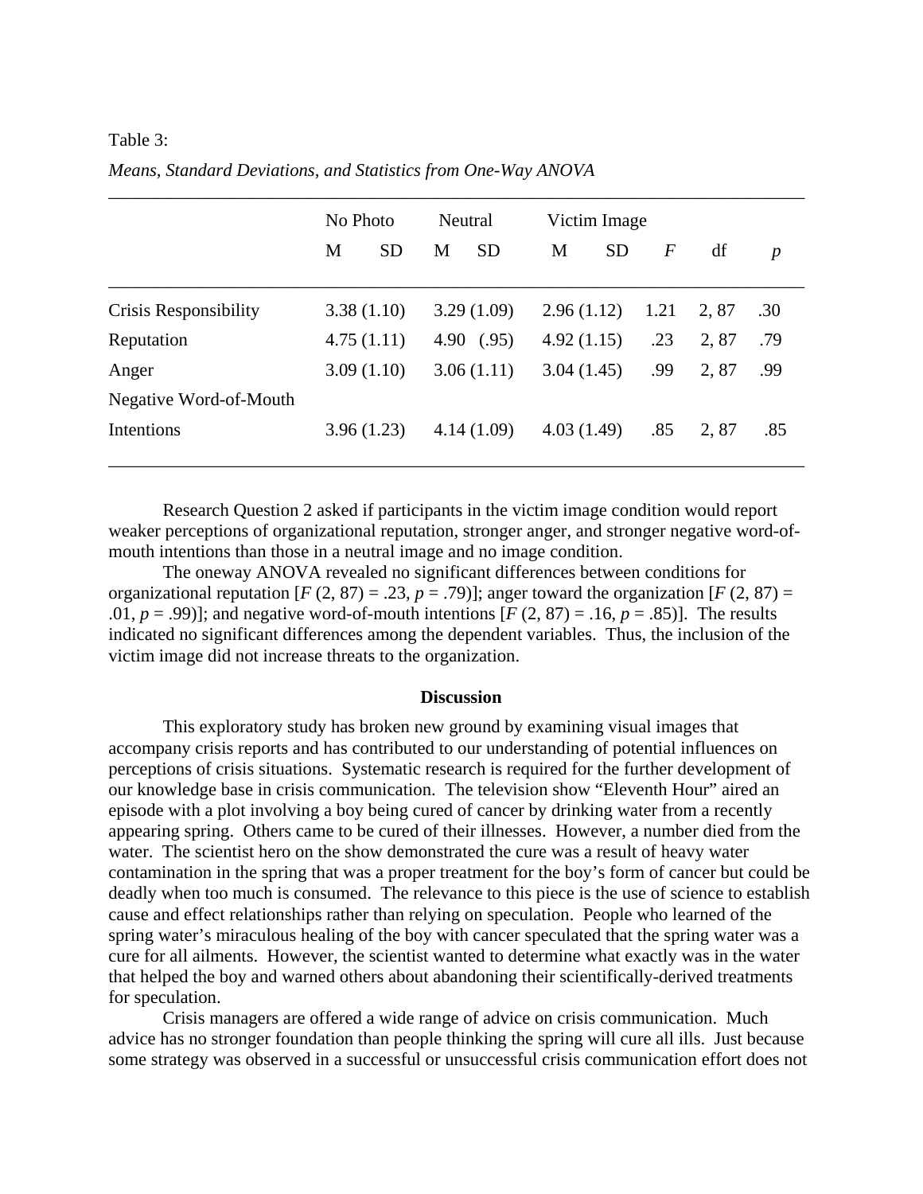Table 3:

*Means, Standard Deviations, and Statistics from One-Way ANOVA*

| | No Photo | Neutral | Victim Image | | | |
|---|---|---|---|---|---|---|
| | M SD | M SD | M SD | *F* | df | *p* |
| Crisis Responsibility | 3.38 (1.10) | 3.29 (1.09) | 2.96 (1.12) | 1.21 | 2, 87 | .30 |
| Reputation | 4.75 (1.11) | 4.90 (.95) | 4.92 (1.15) | .23 | 2, 87 | .79 |
| Anger | 3.09 (1.10) | 3.06 (1.11) | 3.04 (1.45) | .99 | 2, 87 | .99 |
| Negative Word-of-Mouth Intentions | 3.96 (1.23) | 4.14 (1.09) | 4.03 (1.49) | .85 | 2, 87 | .85 |

Research Question 2 asked if participants in the victim image condition would report weaker perceptions of organizational reputation, stronger anger, and stronger negative word-of-mouth intentions than those in a neutral image and no image condition.

The oneway ANOVA revealed no significant differences between conditions for organizational reputation [$F$ (2, 87) = .23, $p$ = .79)]; anger toward the organization [$F$ (2, 87) = .01, $p$ = .99)]; and negative word-of-mouth intentions [$F$ (2, 87) = .16, $p$ = .85)]. The results indicated no significant differences among the dependent variables. Thus, the inclusion of the victim image did not increase threats to the organization.

## Discussion

This exploratory study has broken new ground by examining visual images that accompany crisis reports and has contributed to our understanding of potential influences on perceptions of crisis situations. Systematic research is required for the further development of our knowledge base in crisis communication. The television show "Eleventh Hour" aired an episode with a plot involving a boy being cured of cancer by drinking water from a recently appearing spring. Others came to be cured of their illnesses. However, a number died from the water. The scientist hero on the show demonstrated the cure was a result of heavy water contamination in the spring that was a proper treatment for the boy's form of cancer but could be deadly when too much is consumed. The relevance to this piece is the use of science to establish cause and effect relationships rather than relying on speculation. People who learned of the spring water's miraculous healing of the boy with cancer speculated that the spring water was a cure for all ailments. However, the scientist wanted to determine what exactly was in the water that helped the boy and warned others about abandoning their scientifically-derived treatments for speculation.

Crisis managers are offered a wide range of advice on crisis communication. Much advice has no stronger foundation than people thinking the spring will cure all ills. Just because some strategy was observed in a successful or unsuccessful crisis communication effort does not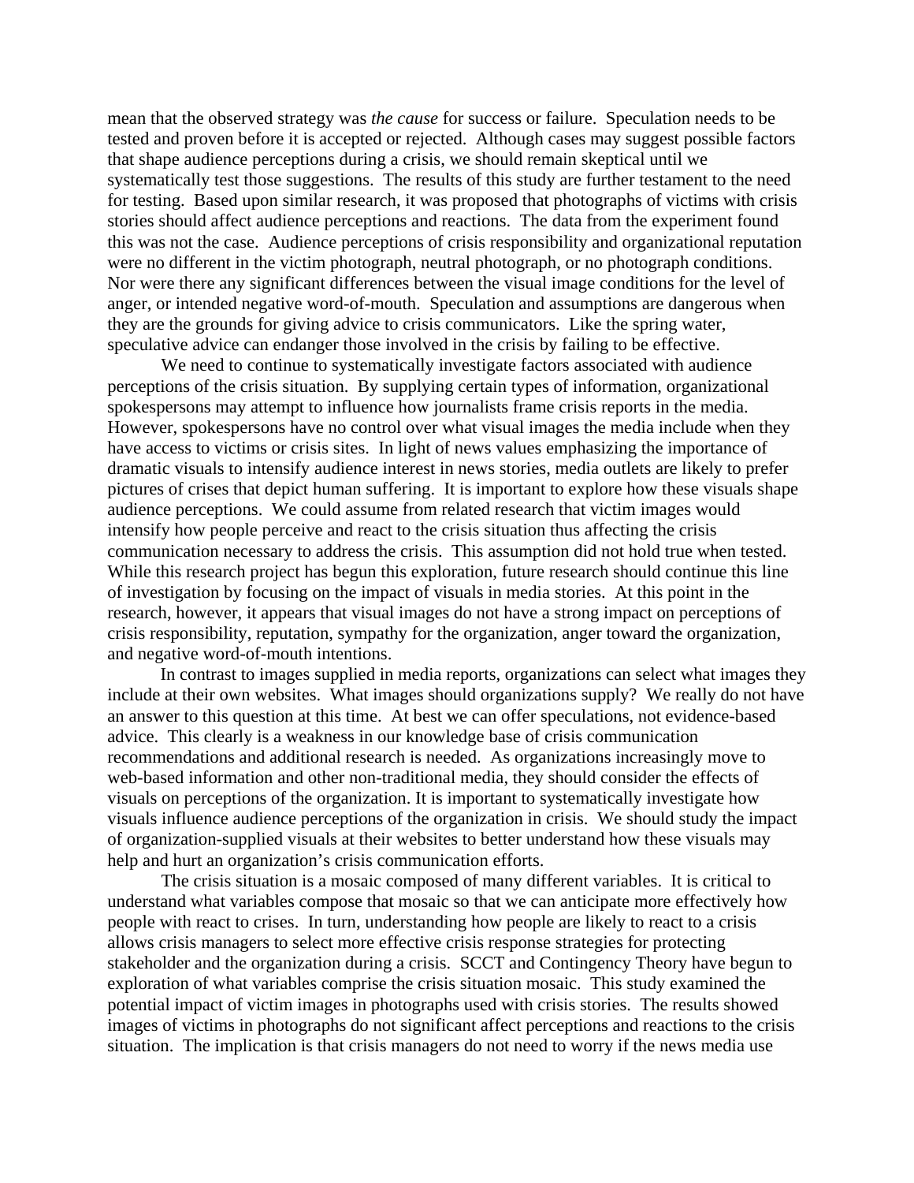mean that the observed strategy was *the cause* for success or failure. Speculation needs to be tested and proven before it is accepted or rejected. Although cases may suggest possible factors that shape audience perceptions during a crisis, we should remain skeptical until we systematically test those suggestions. The results of this study are further testament to the need for testing. Based upon similar research, it was proposed that photographs of victims with crisis stories should affect audience perceptions and reactions. The data from the experiment found this was not the case. Audience perceptions of crisis responsibility and organizational reputation were no different in the victim photograph, neutral photograph, or no photograph conditions. Nor were there any significant differences between the visual image conditions for the level of anger, or intended negative word-of-mouth. Speculation and assumptions are dangerous when they are the grounds for giving advice to crisis communicators. Like the spring water, speculative advice can endanger those involved in the crisis by failing to be effective.

We need to continue to systematically investigate factors associated with audience perceptions of the crisis situation. By supplying certain types of information, organizational spokespersons may attempt to influence how journalists frame crisis reports in the media. However, spokespersons have no control over what visual images the media include when they have access to victims or crisis sites. In light of news values emphasizing the importance of dramatic visuals to intensify audience interest in news stories, media outlets are likely to prefer pictures of crises that depict human suffering. It is important to explore how these visuals shape audience perceptions. We could assume from related research that victim images would intensify how people perceive and react to the crisis situation thus affecting the crisis communication necessary to address the crisis. This assumption did not hold true when tested. While this research project has begun this exploration, future research should continue this line of investigation by focusing on the impact of visuals in media stories. At this point in the research, however, it appears that visual images do not have a strong impact on perceptions of crisis responsibility, reputation, sympathy for the organization, anger toward the organization, and negative word-of-mouth intentions.

In contrast to images supplied in media reports, organizations can select what images they include at their own websites. What images should organizations supply? We really do not have an answer to this question at this time. At best we can offer speculations, not evidence-based advice. This clearly is a weakness in our knowledge base of crisis communication recommendations and additional research is needed. As organizations increasingly move to web-based information and other non-traditional media, they should consider the effects of visuals on perceptions of the organization. It is important to systematically investigate how visuals influence audience perceptions of the organization in crisis. We should study the impact of organization-supplied visuals at their websites to better understand how these visuals may help and hurt an organization's crisis communication efforts.

The crisis situation is a mosaic composed of many different variables. It is critical to understand what variables compose that mosaic so that we can anticipate more effectively how people with react to crises. In turn, understanding how people are likely to react to a crisis allows crisis managers to select more effective crisis response strategies for protecting stakeholder and the organization during a crisis. SCCT and Contingency Theory have begun to exploration of what variables comprise the crisis situation mosaic. This study examined the potential impact of victim images in photographs used with crisis stories. The results showed images of victims in photographs do not significant affect perceptions and reactions to the crisis situation. The implication is that crisis managers do not need to worry if the news media use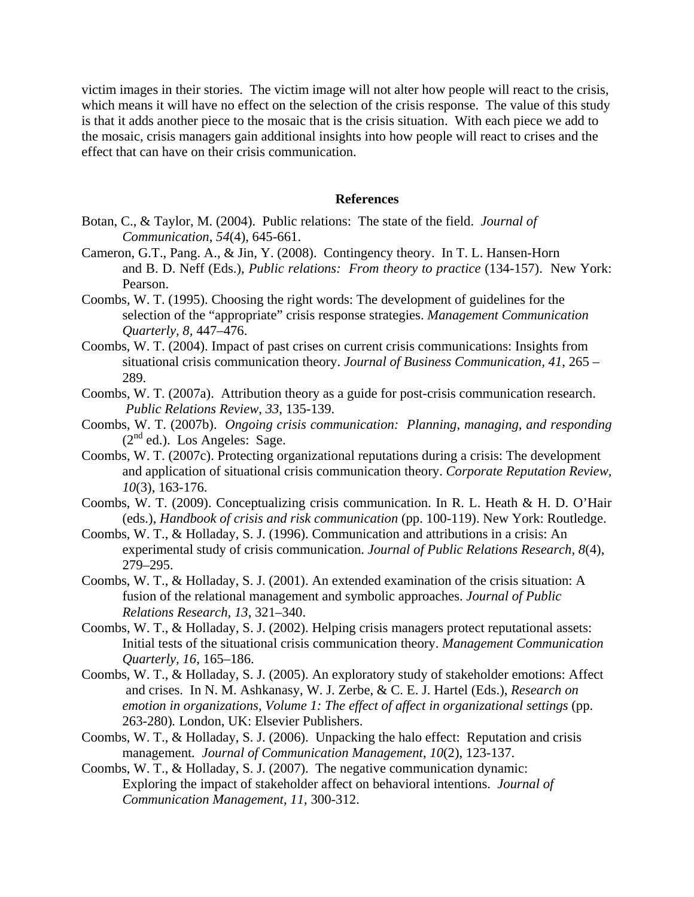victim images in their stories. The victim image will not alter how people will react to the crisis, which means it will have no effect on the selection of the crisis response. The value of this study is that it adds another piece to the mosaic that is the crisis situation. With each piece we add to the mosaic, crisis managers gain additional insights into how people will react to crises and the effect that can have on their crisis communication.

## References

Botan, C., & Taylor, M. (2004). Public relations: The state of the field. *Journal of Communication*, *54*(4), 645-661.

Cameron, G.T., Pang. A., & Jin, Y. (2008). Contingency theory. In T. L. Hansen-Horn and B. D. Neff (Eds.), *Public relations: From theory to practice* (134-157). New York: Pearson.

Coombs, W. T. (1995). Choosing the right words: The development of guidelines for the selection of the "appropriate" crisis response strategies. *Management Communication Quarterly, 8*, 447–476.

Coombs, W. T. (2004). Impact of past crises on current crisis communications: Insights from situational crisis communication theory. *Journal of Business Communication, 41*, 265 – 289.

Coombs, W. T. (2007a). Attribution theory as a guide for post-crisis communication research. *Public Relations Review*, *33*, 135-139.

Coombs, W. T. (2007b). *Ongoing crisis communication: Planning, managing, and responding* (2nd ed.). Los Angeles: Sage.

Coombs, W. T. (2007c). Protecting organizational reputations during a crisis: The development and application of situational crisis communication theory. *Corporate Reputation Review, 10*(3), 163-176.

Coombs, W. T. (2009). Conceptualizing crisis communication. In R. L. Heath & H. D. O'Hair (eds.), *Handbook of crisis and risk communication* (pp. 100-119). New York: Routledge.

Coombs, W. T., & Holladay, S. J. (1996). Communication and attributions in a crisis: An experimental study of crisis communication. *Journal of Public Relations Research, 8*(4), 279–295.

Coombs, W. T., & Holladay, S. J. (2001). An extended examination of the crisis situation: A fusion of the relational management and symbolic approaches. *Journal of Public Relations Research, 13*, 321–340.

Coombs, W. T., & Holladay, S. J. (2002). Helping crisis managers protect reputational assets: Initial tests of the situational crisis communication theory. *Management Communication Quarterly, 16*, 165–186.

Coombs, W. T., & Holladay, S. J. (2005). An exploratory study of stakeholder emotions: Affect and crises. In N. M. Ashkanasy, W. J. Zerbe, & C. E. J. Hartel (Eds.), *Research on emotion in organizations, Volume 1: The effect of affect in organizational settings* (pp. 263-280). London, UK: Elsevier Publishers.

Coombs, W. T., & Holladay, S. J. (2006). Unpacking the halo effect: Reputation and crisis management. *Journal of Communication Management*, *10*(2), 123-137.

Coombs, W. T., & Holladay, S. J. (2007). The negative communication dynamic: Exploring the impact of stakeholder affect on behavioral intentions. *Journal of Communication Management, 11*, 300-312.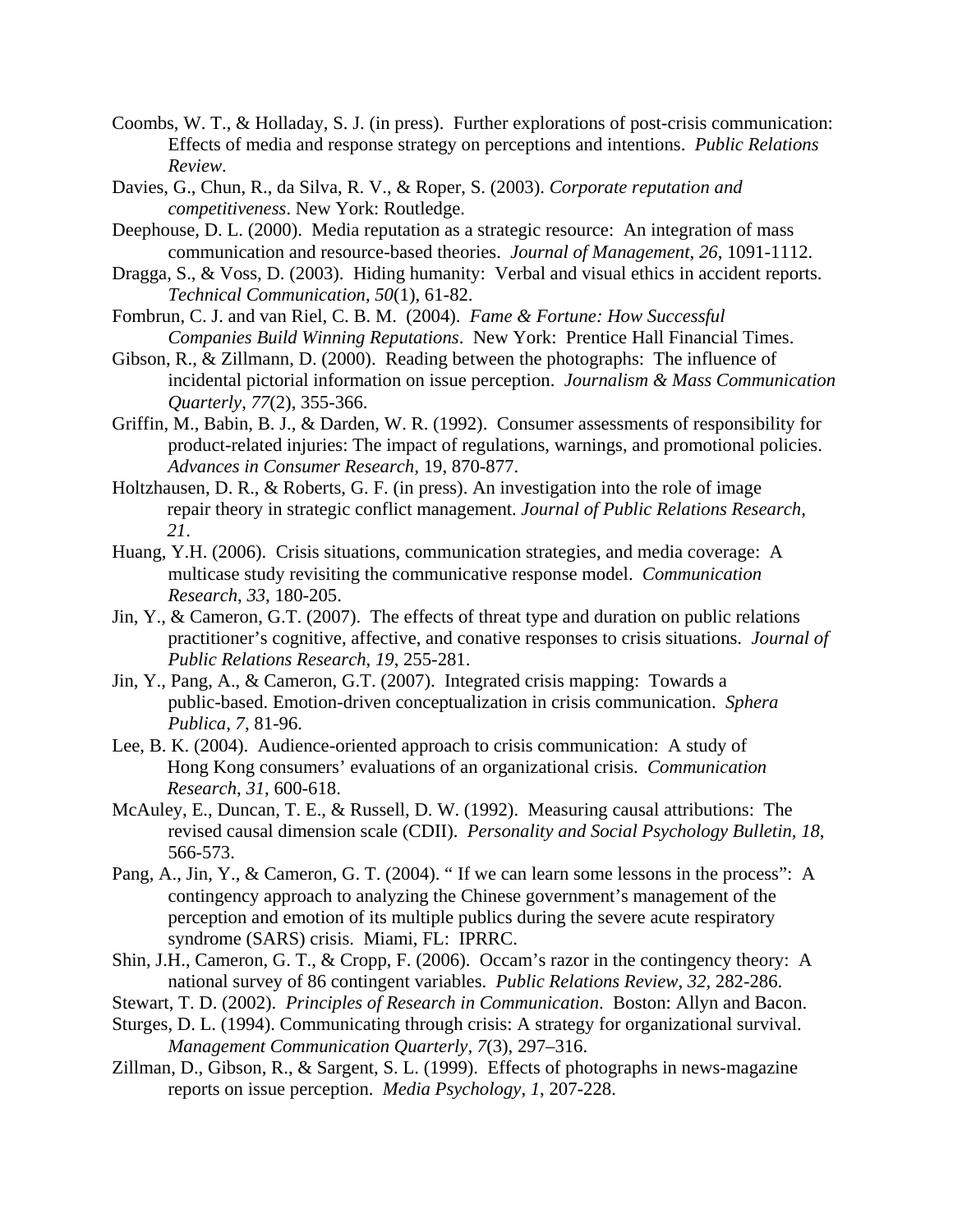Coombs, W. T., & Holladay, S. J. (in press). Further explorations of post-crisis communication: Effects of media and response strategy on perceptions and intentions. *Public Relations Review*.

Davies, G., Chun, R., da Silva, R. V., & Roper, S. (2003). *Corporate reputation and competitiveness*. New York: Routledge.

Deephouse, D. L. (2000). Media reputation as a strategic resource: An integration of mass communication and resource-based theories. *Journal of Management*, *26*, 1091-1112.

Dragga, S., & Voss, D. (2003). Hiding humanity: Verbal and visual ethics in accident reports. *Technical Communication*, *50*(1), 61-82.

Fombrun, C. J. and van Riel, C. B. M. (2004). *Fame & Fortune: How Successful Companies Build Winning Reputations*. New York: Prentice Hall Financial Times.

Gibson, R., & Zillmann, D. (2000). Reading between the photographs: The influence of incidental pictorial information on issue perception. *Journalism & Mass Communication Quarterly*, *77*(2), 355-366.

Griffin, M., Babin, B. J., & Darden, W. R. (1992). Consumer assessments of responsibility for product-related injuries: The impact of regulations, warnings, and promotional policies. *Advances in Consumer Research*, 19, 870-877.

Holtzhausen, D. R., & Roberts, G. F. (in press). An investigation into the role of image repair theory in strategic conflict management. *Journal of Public Relations Research*, *21*.

Huang, Y.H. (2006). Crisis situations, communication strategies, and media coverage: A multicase study revisiting the communicative response model. *Communication Research*, *33*, 180-205.

Jin, Y., & Cameron, G.T. (2007). The effects of threat type and duration on public relations practitioner's cognitive, affective, and conative responses to crisis situations. *Journal of Public Relations Research*, *19*, 255-281.

Jin, Y., Pang, A., & Cameron, G.T. (2007). Integrated crisis mapping: Towards a public-based. Emotion-driven conceptualization in crisis communication. *Sphera Publica*, *7*, 81-96.

Lee, B. K. (2004). Audience-oriented approach to crisis communication: A study of Hong Kong consumers' evaluations of an organizational crisis. *Communication Research*, *31*, 600-618.

McAuley, E., Duncan, T. E., & Russell, D. W. (1992). Measuring causal attributions: The revised causal dimension scale (CDII). *Personality and Social Psychology Bulletin*, *18*, 566-573.

Pang, A., Jin, Y., & Cameron, G. T. (2004). " If we can learn some lessons in the process": A contingency approach to analyzing the Chinese government's management of the perception and emotion of its multiple publics during the severe acute respiratory syndrome (SARS) crisis. Miami, FL: IPRRC.

Shin, J.H., Cameron, G. T., & Cropp, F. (2006). Occam's razor in the contingency theory: A national survey of 86 contingent variables. *Public Relations Review*, *32*, 282-286.

Stewart, T. D. (2002). *Principles of Research in Communication*. Boston: Allyn and Bacon.

Sturges, D. L. (1994). Communicating through crisis: A strategy for organizational survival. *Management Communication Quarterly*, *7*(3), 297–316.

Zillman, D., Gibson, R., & Sargent, S. L. (1999). Effects of photographs in news-magazine reports on issue perception. *Media Psychology*, *1*, 207-228.